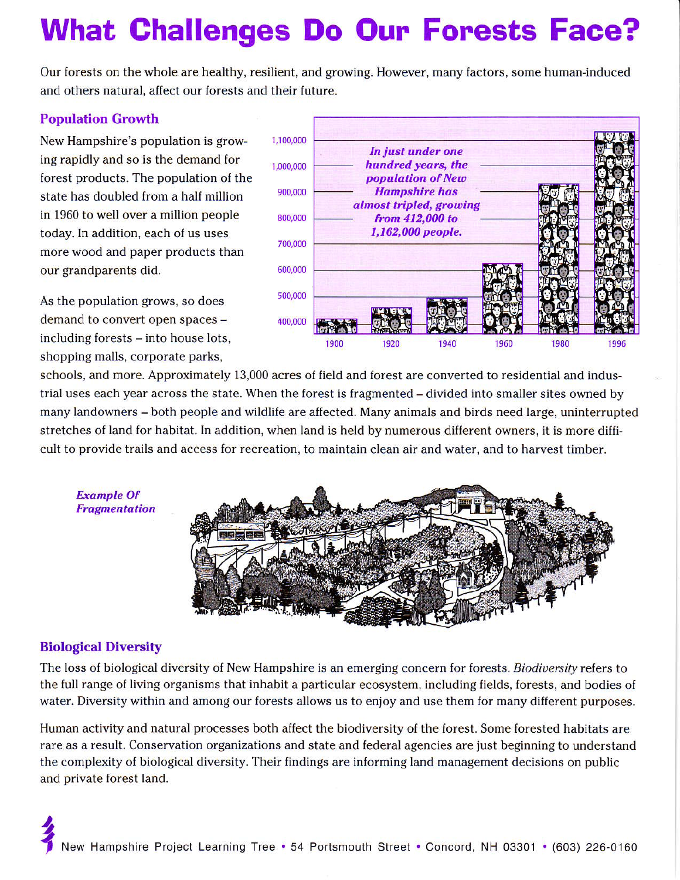# What Challenges Do Our Forests Face?

Our forests on the whole are healthy, resilient, and growing. However, many factors, some human-induced and others natural, affect our forests and their future.

## Population Growth

New Hampshire's population is growing rapidly and so is the demand for forest products. The population of the state has doubled from a half million in 1960 to well over a million people today. In addition, each of us uses more wood and paper products than our grandparents did.

*In just under one hundred years, the population of New Hampshire has almost tripled, growing from 412,000 to 1,162,000 people.*

As the population grows, so does demand to convert open spaces – including forests – into house lots, shopping malls, corporate parks, schools, and more. Approximately 13,000 acres of field and forest are converted to residential and industrial uses each year across the state. When the forest is fragmented – divided into smaller sites owned by many landowners – both people and wildlife are affected. Many animals and birds need large, uninterrupted stretches of land for habitat. In addition, when land is held by numerous different owners, it is more difficult to provide trails and access for recreation, to maintain clean air and water, and to harvest timber.

*Example Of Fragmentation*

## Biological Diversity

The loss of biological diversity of New Hampshire is an emerging concern for forests. *Biodiversity* refers to the full range of living organisms that inhabit a particular ecosystem, including fields, forests, and bodies of water. Diversity within and among our forests allows us to enjoy and use them for many different purposes.

Human activity and natural processes both affect the biodiversity of the forest. Some forested habitats are rare as a result. Conservation organizations and state and federal agencies are just beginning to understand the complexity of biological diversity. Their findings are informing land management decisions on public and private forest land.

New Hampshire Project Learning Tree • 54 Portsmouth Street • Concord, NH 03301 • (603) 226-0160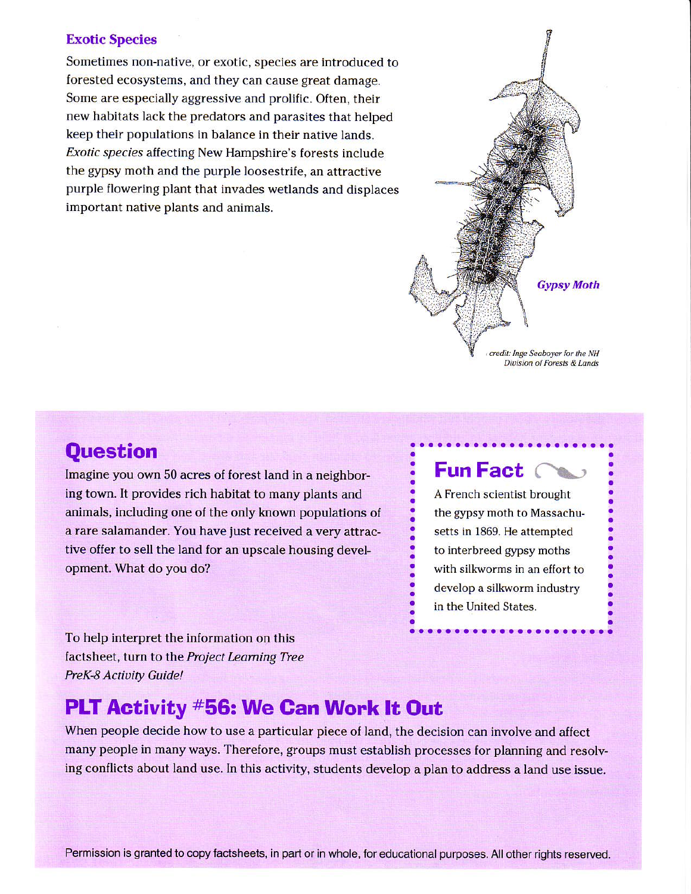### Exotic Species

Sometimes non-native, or exotic, species are introduced to forested ecosystems, and they can cause great damage. Some are especially aggressive and prolific. Often, their new habitats lack the predators and parasites that helped keep their populations in balance in their native lands. *Exotic species* affecting New Hampshire's forests include the gypsy moth and the purple loosestrife, an attractive purple flowering plant that invades wetlands and displaces important native plants and animals.

*Gypsy Moth*

*credit: Inge Seaboyer for the NH Division of Forests & Lands*

## Question

Imagine you own 50 acres of forest land in a neighboring town. It provides rich habitat to many plants and animals, including one of the only known populations of a rare salamander. You have just received a very attractive offer to sell the land for an upscale housing development. What do you do?

## Fun Fact

A French scientist brought the gypsy moth to Massachusetts in 1869. He attempted to interbreed gypsy moths with silkworms in an effort to develop a silkworm industry in the United States.

To help interpret the information on this factsheet, turn to the *Project Learning Tree PreK-8 Activity Guide!*

## PLT Activity #56: We Can Work It Out

When people decide how to use a particular piece of land, the decision can involve and affect many people in many ways. Therefore, groups must establish processes for planning and resolving conflicts about land use. In this activity, students develop a plan to address a land use issue.

Permission is granted to copy factsheets, in part or in whole, for educational purposes. All other rights reserved.